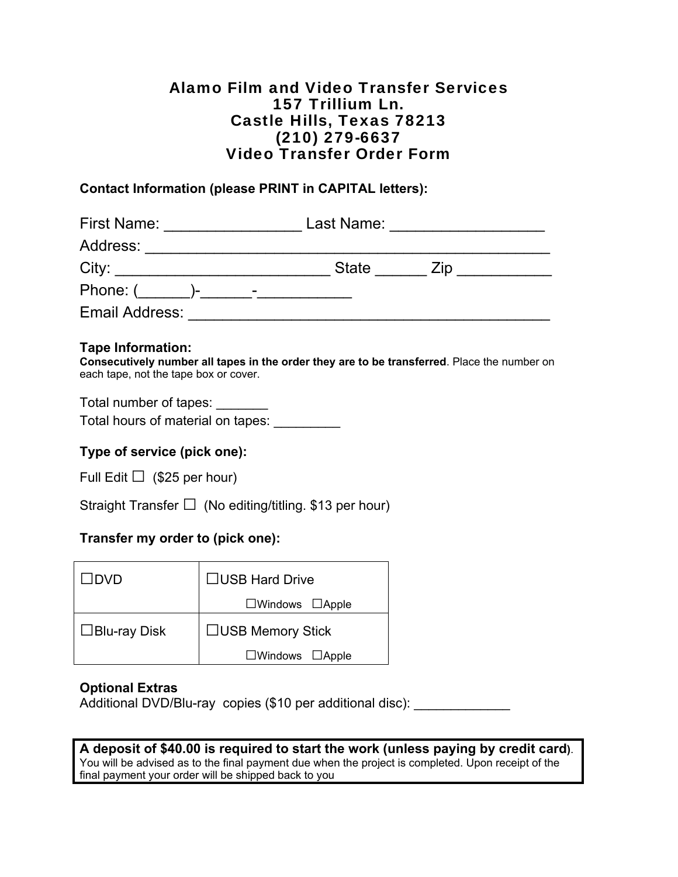# Alamo Film and Video Transfer Services
## 157 Trillium Ln.
## Castle Hills, Texas 78213
## (210) 279-6637
## Video Transfer Order Form

**Contact Information (please PRINT in CAPITAL letters):**

First Name: ________________ Last Name: __________________

Address: _______________________________________________

City: _________________________ State ______ Zip ___________

Phone: (______)-______-___________

Email Address: __________________________________________

**Tape Information:**

**Consecutively number all tapes in the order they are to be transferred**. Place the number on each tape, not the tape box or cover.

Total number of tapes: _______

Total hours of material on tapes: _________

**Type of service (pick one):**

Full Edit ☐ ($25 per hour)

Straight Transfer ☐ (No editing/titling. $13 per hour)

**Transfer my order to (pick one):**

| | |
|---|---|
| ☐DVD | ☐USB Hard Drive<br>☐Windows ☐Apple |
| ☐Blu-ray Disk | ☐USB Memory Stick<br>☐Windows ☐Apple |

**Optional Extras**

Additional DVD/Blu-ray copies ($10 per additional disc): _____________

**A deposit of $40.00 is required to start the work (unless paying by credit card)**. You will be advised as to the final payment due when the project is completed. Upon receipt of the final payment your order will be shipped back to you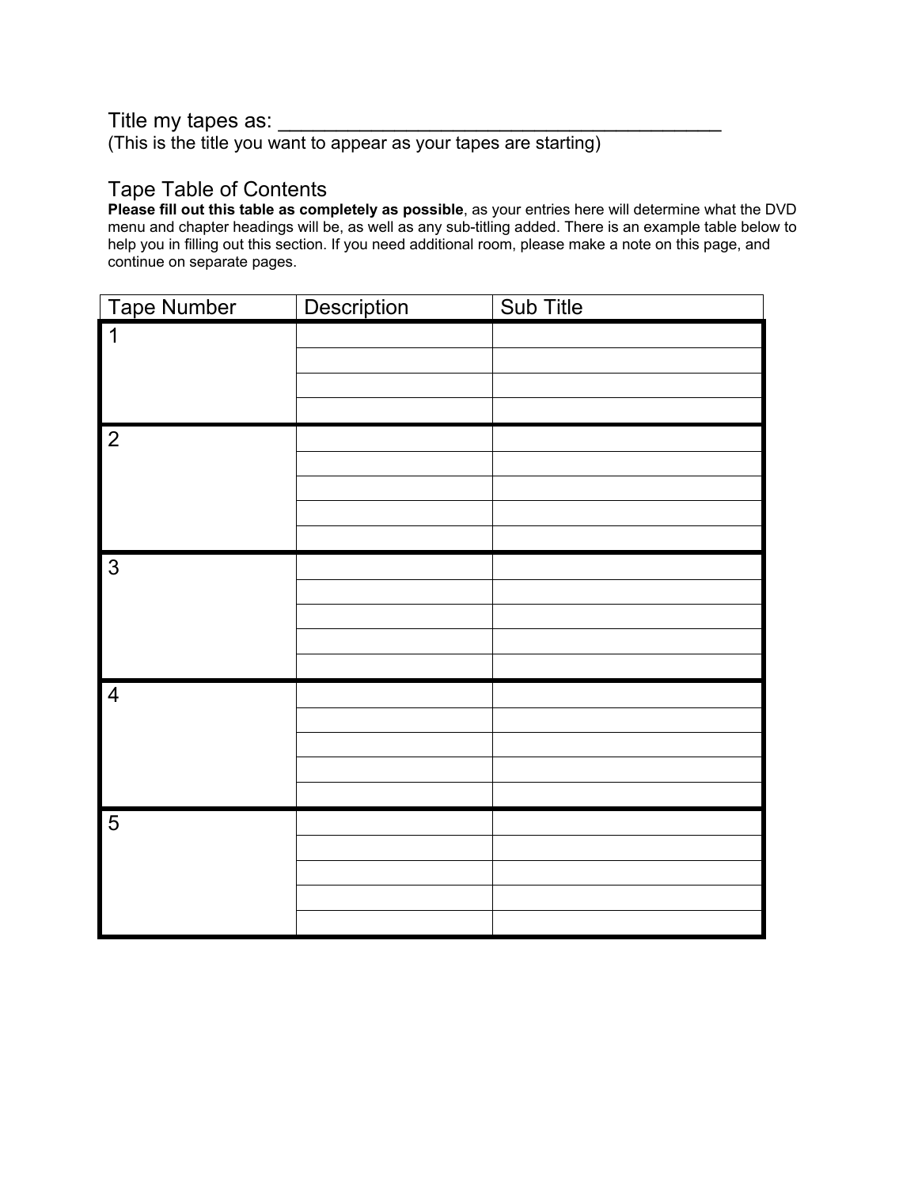Title my tapes as: ________________________________________
(This is the title you want to appear as your tapes are starting)

## Tape Table of Contents

**Please fill out this table as completely as possible**, as your entries here will determine what the DVD menu and chapter headings will be, as well as any sub-titling added. There is an example table below to help you in filling out this section. If you need additional room, please make a note on this page, and continue on separate pages.

| Tape Number | Description | Sub Title |
|---|---|---|
| 1 | | |
| | | |
| | | |
| | | |
| 2 | | |
| | | |
| | | |
| | | |
| | | |
| 3 | | |
| | | |
| | | |
| | | |
| | | |
| 4 | | |
| | | |
| | | |
| | | |
| | | |
| 5 | | |
| | | |
| | | |
| | | |
| | | |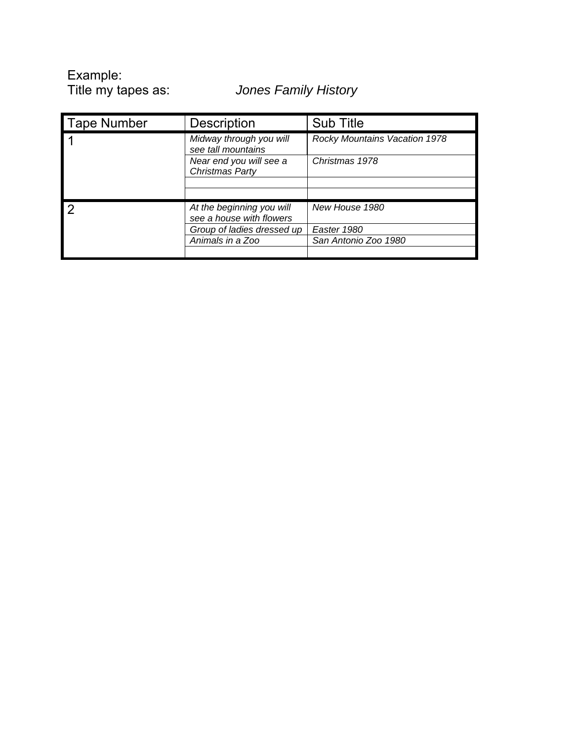Example:
Title my tapes as: *Jones Family History*

| Tape Number | Description | Sub Title |
|---|---|---|
| 1 | *Midway through you will see tall mountains* | *Rocky Mountains Vacation 1978* |
| | *Near end you will see a Christmas Party* | *Christmas 1978* |
| | | |
| | | |
| 2 | *At the beginning you will see a house with flowers* | *New House 1980* |
| | *Group of ladies dressed up* | *Easter 1980* |
| | *Animals in a Zoo* | *San Antonio Zoo 1980* |
| | | |